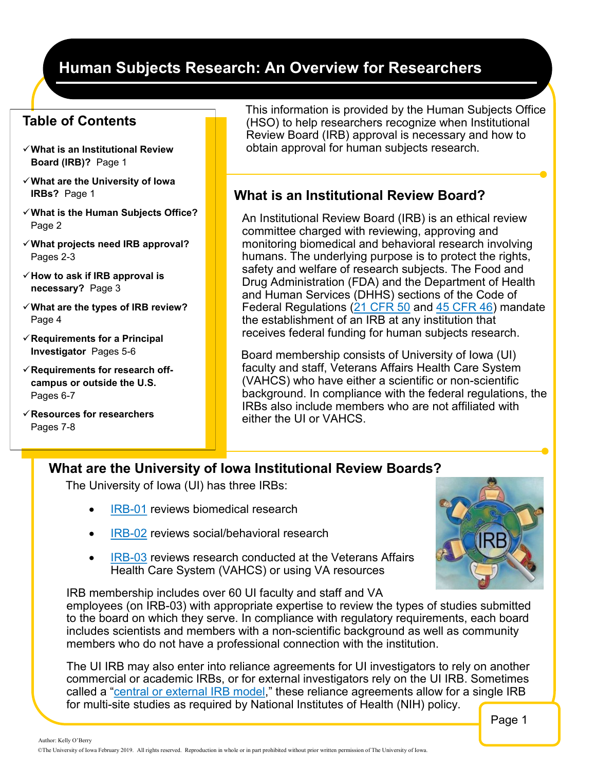# Human Subjects Research: An Overview for Researchers

## Table of Contents

- ✓ **What is an Institutional Review Board (IRB)?** Page 1
- ✓ **What are the University of Iowa IRBs?** Page 1
- ✓ **What is the Human Subjects Office?** Page 2
- ✓ **What projects need IRB approval?** Pages 2-3
- ✓ **How to ask if IRB approval is necessary?** Page 3
- ✓ **What are the types of IRB review?** Page 4
- ✓ **Requirements for a Principal Investigator** Pages 5-6
- ✓ **Requirements for research off-campus or outside the U.S.** Pages 6-7
- ✓ **Resources for researchers** Pages 7-8

This information is provided by the Human Subjects Office (HSO) to help researchers recognize when Institutional Review Board (IRB) approval is necessary and how to obtain approval for human subjects research.

## What is an Institutional Review Board?

An Institutional Review Board (IRB) is an ethical review committee charged with reviewing, approving and monitoring biomedical and behavioral research involving humans. The underlying purpose is to protect the rights, safety and welfare of research subjects. The Food and Drug Administration (FDA) and the Department of Health and Human Services (DHHS) sections of the Code of Federal Regulations (21 CFR 50 and 45 CFR 46) mandate the establishment of an IRB at any institution that receives federal funding for human subjects research.

Board membership consists of University of Iowa (UI) faculty and staff, Veterans Affairs Health Care System (VAHCS) who have either a scientific or non-scientific background. In compliance with the federal regulations, the IRBs also include members who are not affiliated with either the UI or VAHCS.

## What are the University of Iowa Institutional Review Boards?

The University of Iowa (UI) has three IRBs:

- IRB-01 reviews biomedical research
- IRB-02 reviews social/behavioral research
- IRB-03 reviews research conducted at the Veterans Affairs Health Care System (VAHCS) or using VA resources

IRB membership includes over 60 UI faculty and staff and VA employees (on IRB-03) with appropriate expertise to review the types of studies submitted to the board on which they serve. In compliance with regulatory requirements, each board includes scientists and members with a non-scientific background as well as community members who do not have a professional connection with the institution.

The UI IRB may also enter into reliance agreements for UI investigators to rely on another commercial or academic IRBs, or for external investigators rely on the UI IRB. Sometimes called a "central or external IRB model," these reliance agreements allow for a single IRB for multi-site studies as required by National Institutes of Health (NIH) policy.

Author: Kelly O'Berry

©The University of Iowa February 2019. All rights reserved. Reproduction in whole or in part prohibited without prior written permission of The University of Iowa.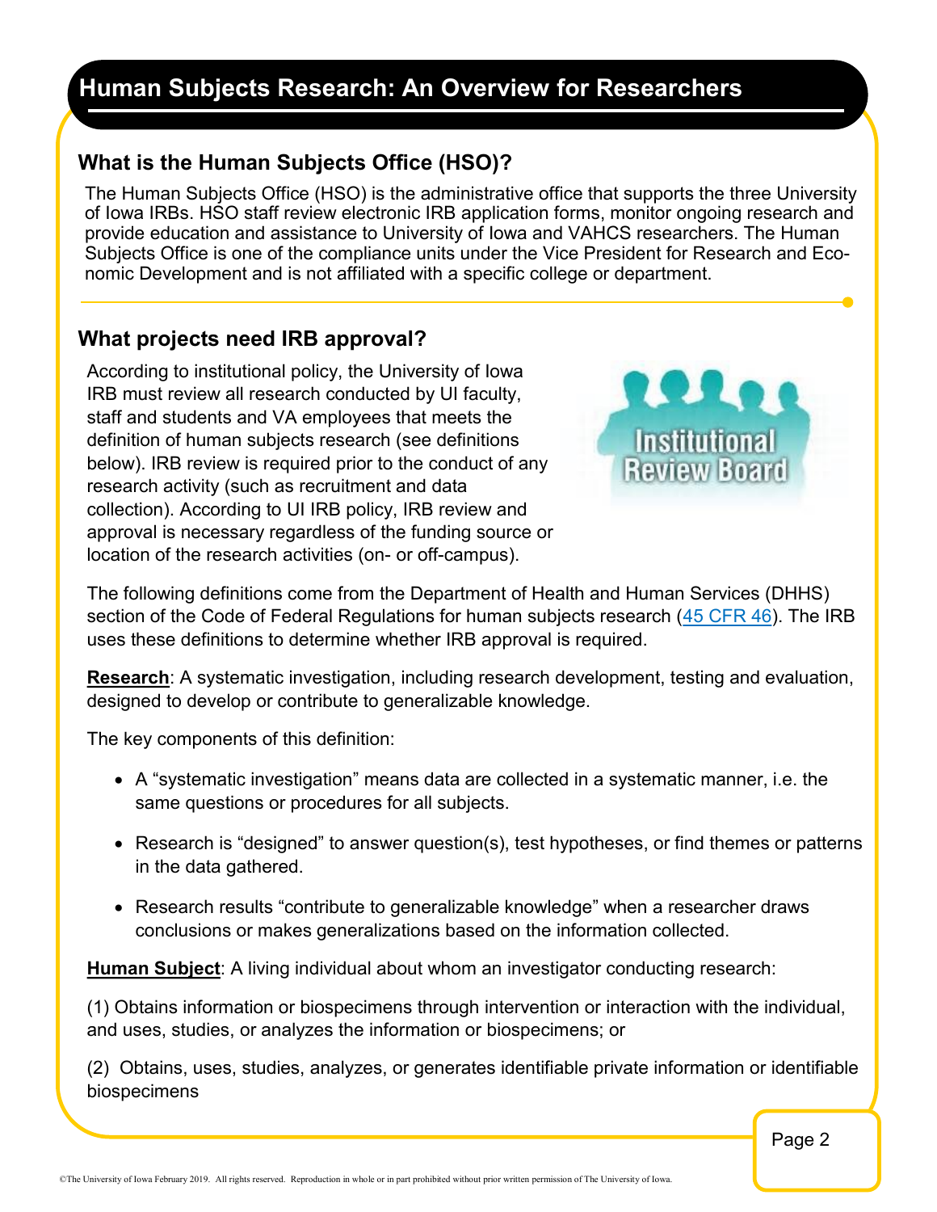# Human Subjects Research: An Overview for Researchers

## What is the Human Subjects Office (HSO)?

The Human Subjects Office (HSO) is the administrative office that supports the three University of Iowa IRBs. HSO staff review electronic IRB application forms, monitor ongoing research and provide education and assistance to University of Iowa and VAHCS researchers. The Human Subjects Office is one of the compliance units under the Vice President for Research and Economic Development and is not affiliated with a specific college or department.

## What projects need IRB approval?

According to institutional policy, the University of Iowa IRB must review all research conducted by UI faculty, staff and students and VA employees that meets the definition of human subjects research (see definitions below). IRB review is required prior to the conduct of any research activity (such as recruitment and data collection). According to UI IRB policy, IRB review and approval is necessary regardless of the funding source or location of the research activities (on- or off-campus).

The following definitions come from the Department of Health and Human Services (DHHS) section of the Code of Federal Regulations for human subjects research (45 CFR 46). The IRB uses these definitions to determine whether IRB approval is required.

**Research**: A systematic investigation, including research development, testing and evaluation, designed to develop or contribute to generalizable knowledge.

The key components of this definition:

- A "systematic investigation" means data are collected in a systematic manner, i.e. the same questions or procedures for all subjects.
- Research is "designed" to answer question(s), test hypotheses, or find themes or patterns in the data gathered.
- Research results "contribute to generalizable knowledge" when a researcher draws conclusions or makes generalizations based on the information collected.

**Human Subject**: A living individual about whom an investigator conducting research:

(1) Obtains information or biospecimens through intervention or interaction with the individual, and uses, studies, or analyzes the information or biospecimens; or

(2) Obtains, uses, studies, analyzes, or generates identifiable private information or identifiable biospecimens

©The University of Iowa February 2019. All rights reserved. Reproduction in whole or in part prohibited without prior written permission of The University of Iowa.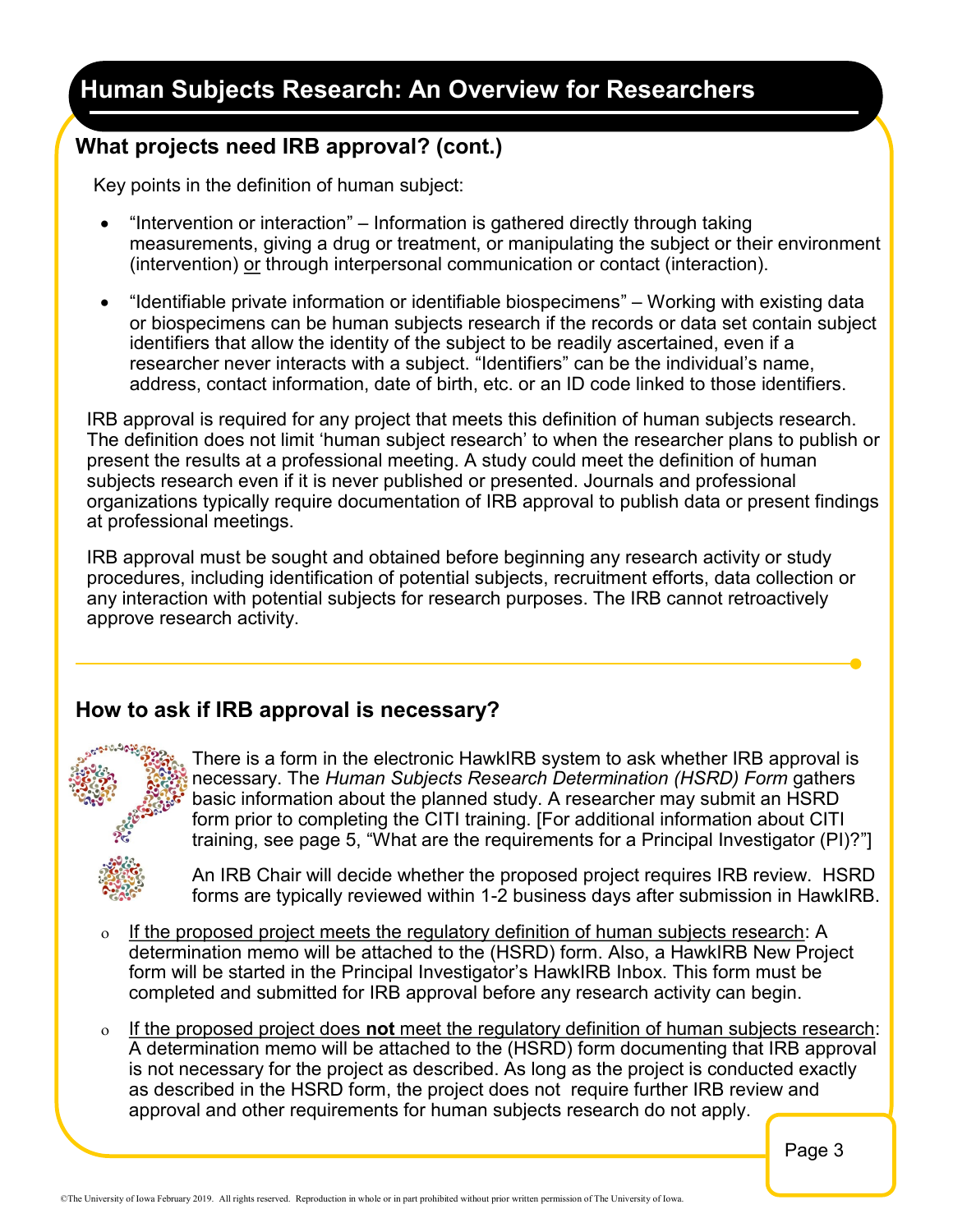# Human Subjects Research: An Overview for Researchers

## What projects need IRB approval? (cont.)

Key points in the definition of human subject:

- "Intervention or interaction" – Information is gathered directly through taking measurements, giving a drug or treatment, or manipulating the subject or their environment (intervention) or through interpersonal communication or contact (interaction).
- "Identifiable private information or identifiable biospecimens" – Working with existing data or biospecimens can be human subjects research if the records or data set contain subject identifiers that allow the identity of the subject to be readily ascertained, even if a researcher never interacts with a subject. "Identifiers" can be the individual's name, address, contact information, date of birth, etc. or an ID code linked to those identifiers.

IRB approval is required for any project that meets this definition of human subjects research. The definition does not limit 'human subject research' to when the researcher plans to publish or present the results at a professional meeting. A study could meet the definition of human subjects research even if it is never published or presented. Journals and professional organizations typically require documentation of IRB approval to publish data or present findings at professional meetings.

IRB approval must be sought and obtained before beginning any research activity or study procedures, including identification of potential subjects, recruitment efforts, data collection or any interaction with potential subjects for research purposes. The IRB cannot retroactively approve research activity.

## How to ask if IRB approval is necessary?

There is a form in the electronic HawkIRB system to ask whether IRB approval is necessary. The *Human Subjects Research Determination (HSRD) Form* gathers basic information about the planned study. A researcher may submit an HSRD form prior to completing the CITI training. [For additional information about CITI training, see page 5, "What are the requirements for a Principal Investigator (PI)?"]

An IRB Chair will decide whether the proposed project requires IRB review. HSRD forms are typically reviewed within 1-2 business days after submission in HawkIRB.

- If the proposed project meets the regulatory definition of human subjects research: A determination memo will be attached to the (HSRD) form. Also, a HawkIRB New Project form will be started in the Principal Investigator's HawkIRB Inbox. This form must be completed and submitted for IRB approval before any research activity can begin.
- If the proposed project does **not** meet the regulatory definition of human subjects research: A determination memo will be attached to the (HSRD) form documenting that IRB approval is not necessary for the project as described. As long as the project is conducted exactly as described in the HSRD form, the project does not require further IRB review and approval and other requirements for human subjects research do not apply.

©The University of Iowa February 2019. All rights reserved. Reproduction in whole or in part prohibited without prior written permission of The University of Iowa.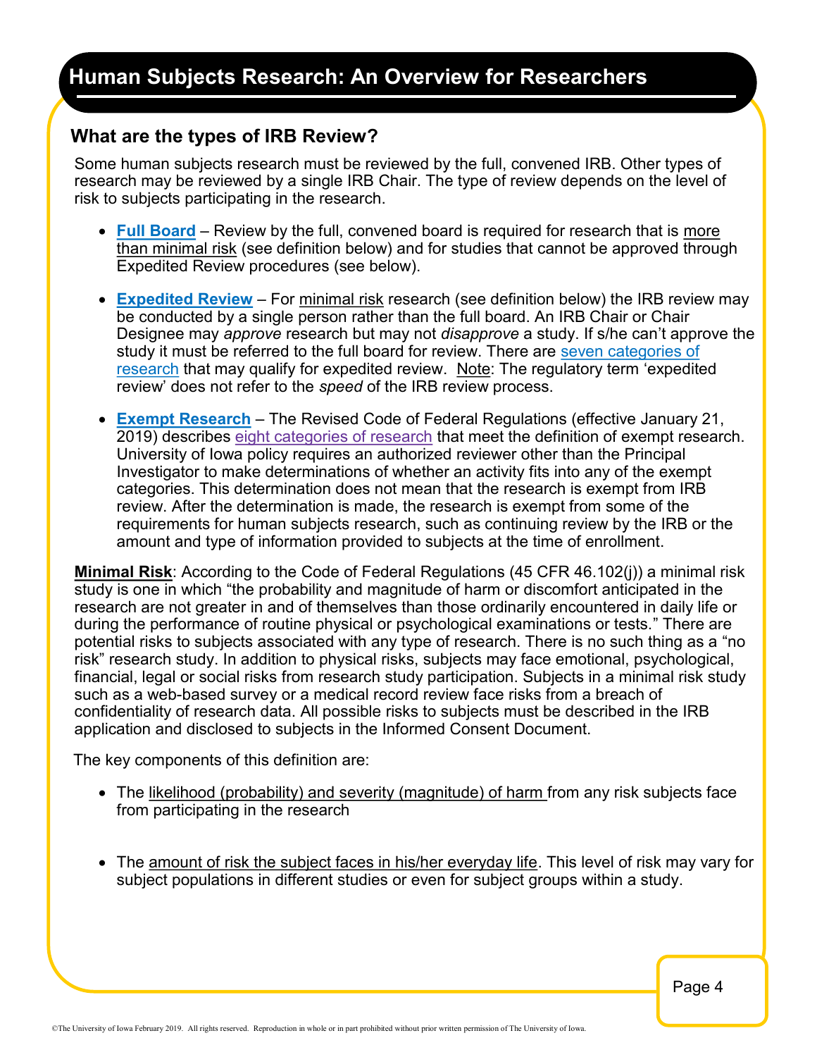# Human Subjects Research: An Overview for Researchers

## What are the types of IRB Review?

Some human subjects research must be reviewed by the full, convened IRB. Other types of research may be reviewed by a single IRB Chair. The type of review depends on the level of risk to subjects participating in the research.

- **Full Board** – Review by the full, convened board is required for research that is more than minimal risk (see definition below) and for studies that cannot be approved through Expedited Review procedures (see below).

- **Expedited Review** – For minimal risk research (see definition below) the IRB review may be conducted by a single person rather than the full board. An IRB Chair or Chair Designee may *approve* research but may not *disapprove* a study. If s/he can't approve the study it must be referred to the full board for review. There are seven categories of research that may qualify for expedited review. Note: The regulatory term 'expedited review' does not refer to the *speed* of the IRB review process.

- **Exempt Research** – The Revised Code of Federal Regulations (effective January 21, 2019) describes eight categories of research that meet the definition of exempt research. University of Iowa policy requires an authorized reviewer other than the Principal Investigator to make determinations of whether an activity fits into any of the exempt categories. This determination does not mean that the research is exempt from IRB review. After the determination is made, the research is exempt from some of the requirements for human subjects research, such as continuing review by the IRB or the amount and type of information provided to subjects at the time of enrollment.

**Minimal Risk**: According to the Code of Federal Regulations (45 CFR 46.102(j)) a minimal risk study is one in which "the probability and magnitude of harm or discomfort anticipated in the research are not greater in and of themselves than those ordinarily encountered in daily life or during the performance of routine physical or psychological examinations or tests." There are potential risks to subjects associated with any type of research. There is no such thing as a "no risk" research study. In addition to physical risks, subjects may face emotional, psychological, financial, legal or social risks from research study participation. Subjects in a minimal risk study such as a web-based survey or a medical record review face risks from a breach of confidentiality of research data. All possible risks to subjects must be described in the IRB application and disclosed to subjects in the Informed Consent Document.

The key components of this definition are:

- The likelihood (probability) and severity (magnitude) of harm from any risk subjects face from participating in the research

- The amount of risk the subject faces in his/her everyday life. This level of risk may vary for subject populations in different studies or even for subject groups within a study.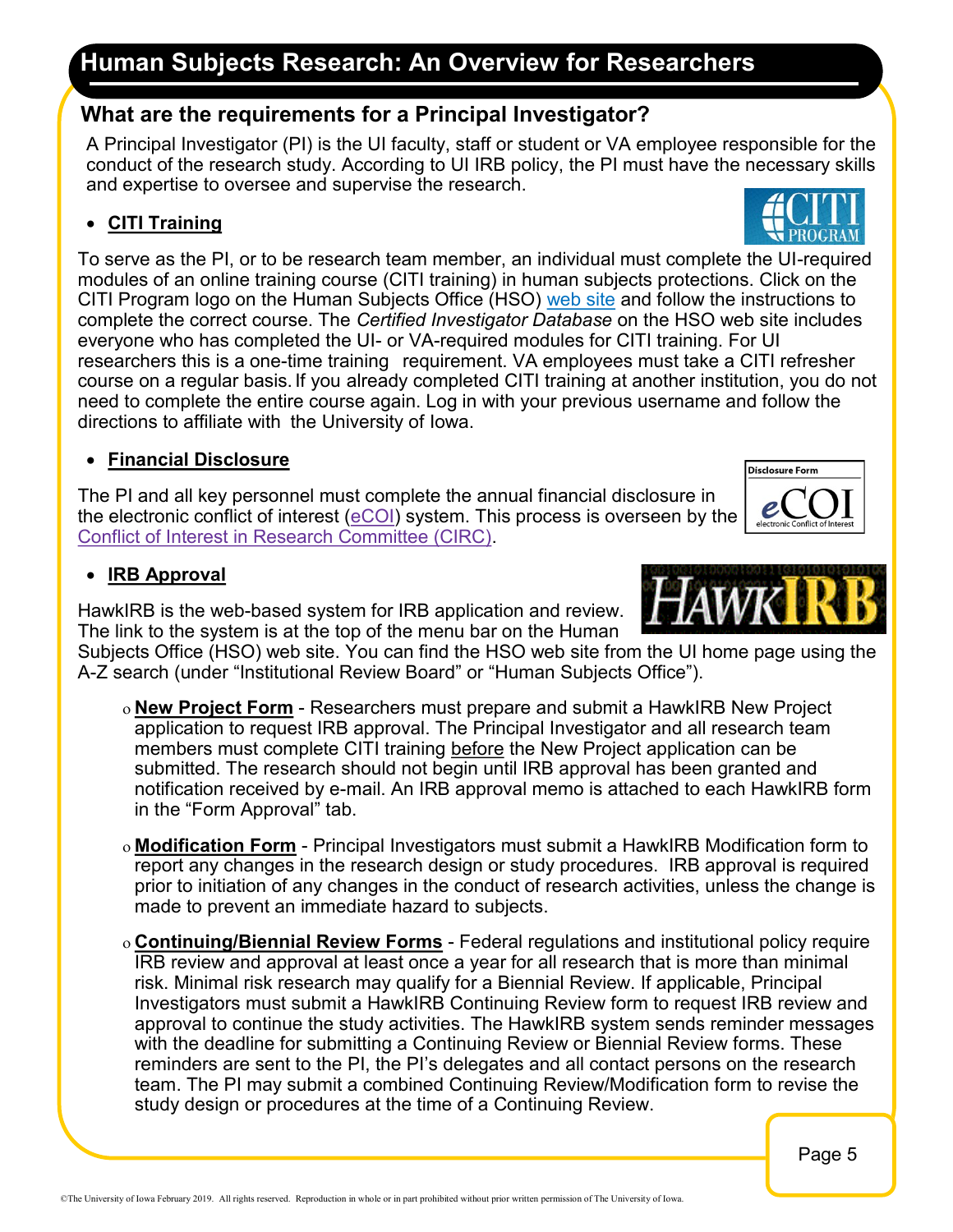# Human Subjects Research: An Overview for Researchers

## What are the requirements for a Principal Investigator?

A Principal Investigator (PI) is the UI faculty, staff or student or VA employee responsible for the conduct of the research study. According to UI IRB policy, the PI must have the necessary skills and expertise to oversee and supervise the research.

- **CITI Training**

To serve as the PI, or to be research team member, an individual must complete the UI-required modules of an online training course (CITI training) in human subjects protections. Click on the CITI Program logo on the Human Subjects Office (HSO) web site and follow the instructions to complete the correct course. The *Certified Investigator Database* on the HSO web site includes everyone who has completed the UI- or VA-required modules for CITI training. For UI researchers this is a one-time training requirement. VA employees must take a CITI refresher course on a regular basis. If you already completed CITI training at another institution, you do not need to complete the entire course again. Log in with your previous username and follow the directions to affiliate with the University of Iowa.

- **Financial Disclosure**

The PI and all key personnel must complete the annual financial disclosure in the electronic conflict of interest (eCOI) system. This process is overseen by the Conflict of Interest in Research Committee (CIRC).

- **IRB Approval**

HawkIRB is the web-based system for IRB application and review. The link to the system is at the top of the menu bar on the Human Subjects Office (HSO) web site. You can find the HSO web site from the UI home page using the A-Z search (under "Institutional Review Board" or "Human Subjects Office").

  - **New Project Form** - Researchers must prepare and submit a HawkIRB New Project application to request IRB approval. The Principal Investigator and all research team members must complete CITI training before the New Project application can be submitted. The research should not begin until IRB approval has been granted and notification received by e-mail. An IRB approval memo is attached to each HawkIRB form in the "Form Approval" tab.

  - **Modification Form** - Principal Investigators must submit a HawkIRB Modification form to report any changes in the research design or study procedures. IRB approval is required prior to initiation of any changes in the conduct of research activities, unless the change is made to prevent an immediate hazard to subjects.

  - **Continuing/Biennial Review Forms** - Federal regulations and institutional policy require IRB review and approval at least once a year for all research that is more than minimal risk. Minimal risk research may qualify for a Biennial Review. If applicable, Principal Investigators must submit a HawkIRB Continuing Review form to request IRB review and approval to continue the study activities. The HawkIRB system sends reminder messages with the deadline for submitting a Continuing Review or Biennial Review forms. These reminders are sent to the PI, the PI's delegates and all contact persons on the research team. The PI may submit a combined Continuing Review/Modification form to revise the study design or procedures at the time of a Continuing Review.

©The University of Iowa February 2019. All rights reserved. Reproduction in whole or in part prohibited without prior written permission of The University of Iowa.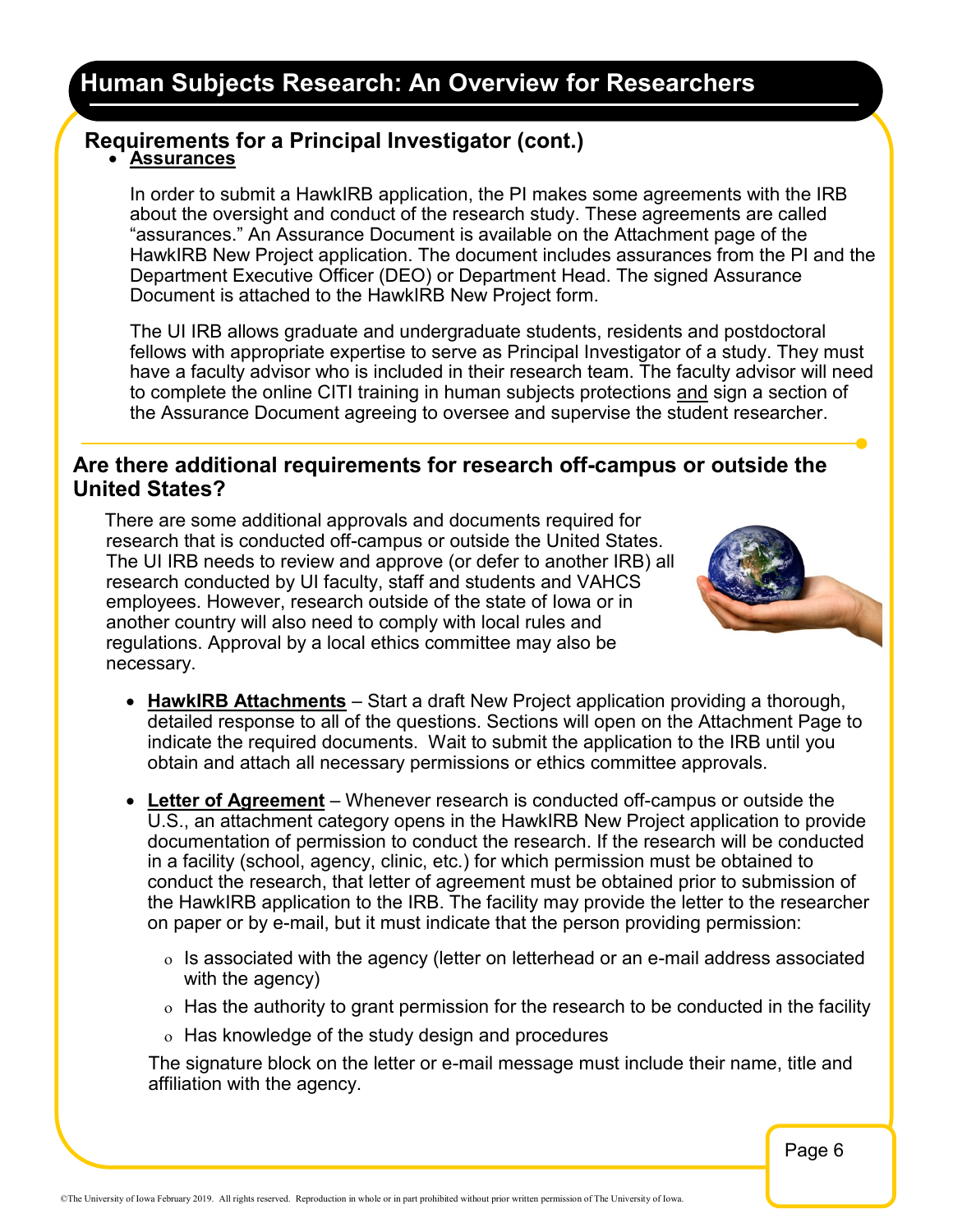# Human Subjects Research: An Overview for Researchers

## Requirements for a Principal Investigator (cont.)

- **Assurances**

In order to submit a HawkIRB application, the PI makes some agreements with the IRB about the oversight and conduct of the research study. These agreements are called "assurances." An Assurance Document is available on the Attachment page of the HawkIRB New Project application. The document includes assurances from the PI and the Department Executive Officer (DEO) or Department Head. The signed Assurance Document is attached to the HawkIRB New Project form.

The UI IRB allows graduate and undergraduate students, residents and postdoctoral fellows with appropriate expertise to serve as Principal Investigator of a study. They must have a faculty advisor who is included in their research team. The faculty advisor will need to complete the online CITI training in human subjects protections and sign a section of the Assurance Document agreeing to oversee and supervise the student researcher.

## Are there additional requirements for research off-campus or outside the United States?

There are some additional approvals and documents required for research that is conducted off-campus or outside the United States. The UI IRB needs to review and approve (or defer to another IRB) all research conducted by UI faculty, staff and students and VAHCS employees. However, research outside of the state of Iowa or in another country will also need to comply with local rules and regulations. Approval by a local ethics committee may also be necessary.

- **HawkIRB Attachments** – Start a draft New Project application providing a thorough, detailed response to all of the questions. Sections will open on the Attachment Page to indicate the required documents. Wait to submit the application to the IRB until you obtain and attach all necessary permissions or ethics committee approvals.

- **Letter of Agreement** – Whenever research is conducted off-campus or outside the U.S., an attachment category opens in the HawkIRB New Project application to provide documentation of permission to conduct the research. If the research will be conducted in a facility (school, agency, clinic, etc.) for which permission must be obtained to conduct the research, that letter of agreement must be obtained prior to submission of the HawkIRB application to the IRB. The facility may provide the letter to the researcher on paper or by e-mail, but it must indicate that the person providing permission:
  - Is associated with the agency (letter on letterhead or an e-mail address associated with the agency)
  - Has the authority to grant permission for the research to be conducted in the facility
  - Has knowledge of the study design and procedures

  The signature block on the letter or e-mail message must include their name, title and affiliation with the agency.

©The University of Iowa February 2019. All rights reserved. Reproduction in whole or in part prohibited without prior written permission of The University of Iowa.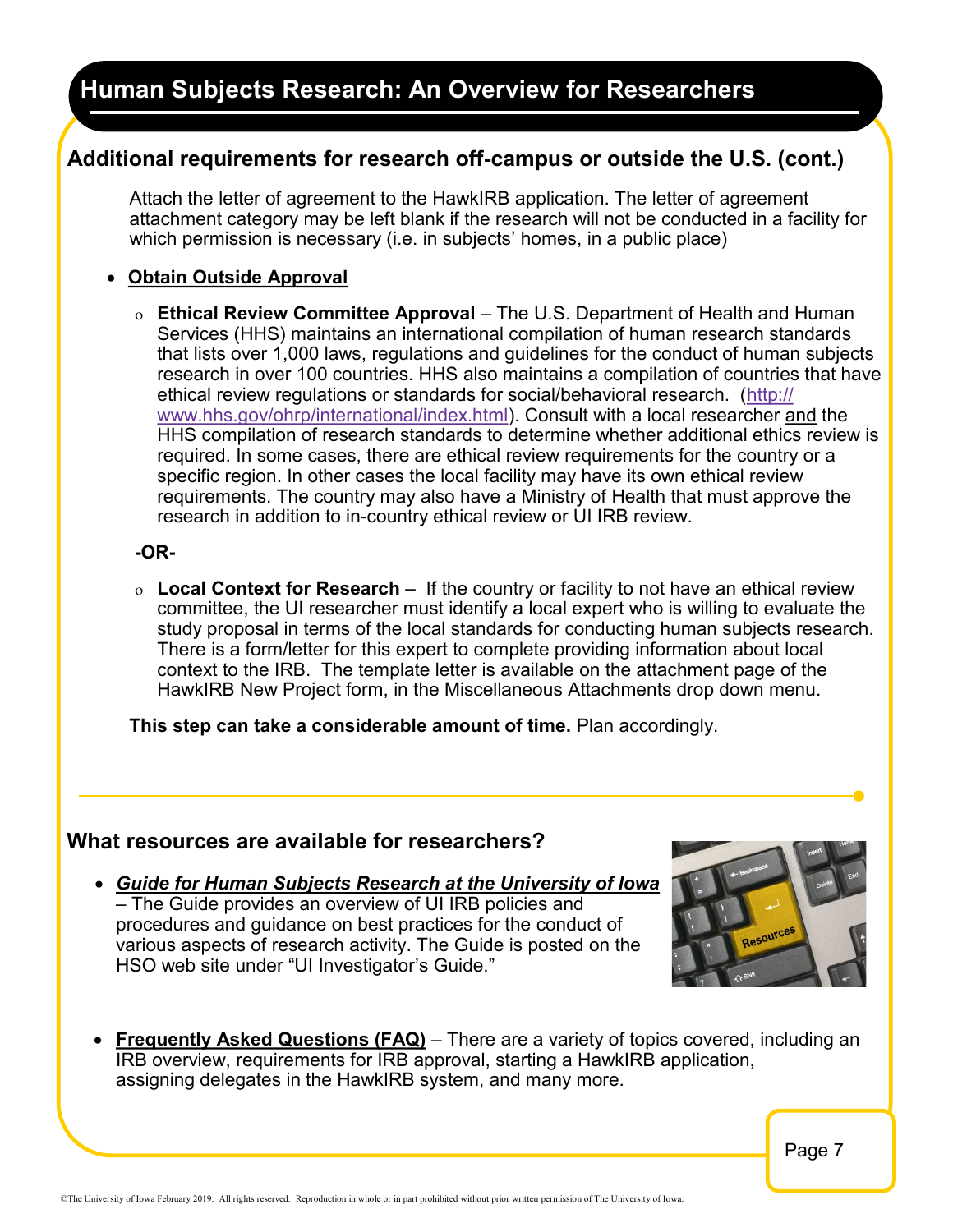# Human Subjects Research: An Overview for Researchers

## Additional requirements for research off-campus or outside the U.S. (cont.)

Attach the letter of agreement to the HawkIRB application. The letter of agreement attachment category may be left blank if the research will not be conducted in a facility for which permission is necessary (i.e. in subjects' homes, in a public place)

- **Obtain Outside Approval**
  - **Ethical Review Committee Approval** – The U.S. Department of Health and Human Services (HHS) maintains an international compilation of human research standards that lists over 1,000 laws, regulations and guidelines for the conduct of human subjects research in over 100 countries. HHS also maintains a compilation of countries that have ethical review regulations or standards for social/behavioral research. (http://www.hhs.gov/ohrp/international/index.html). Consult with a local researcher and the HHS compilation of research standards to determine whether additional ethics review is required. In some cases, there are ethical review requirements for the country or a specific region. In other cases the local facility may have its own ethical review requirements. The country may also have a Ministry of Health that must approve the research in addition to in-country ethical review or UI IRB review.

  **-OR-**

  - **Local Context for Research** – If the country or facility to not have an ethical review committee, the UI researcher must identify a local expert who is willing to evaluate the study proposal in terms of the local standards for conducting human subjects research. There is a form/letter for this expert to complete providing information about local context to the IRB. The template letter is available on the attachment page of the HawkIRB New Project form, in the Miscellaneous Attachments drop down menu.

**This step can take a considerable amount of time.** Plan accordingly.

## What resources are available for researchers?

- ***Guide for Human Subjects Research at the University of Iowa*** – The Guide provides an overview of UI IRB policies and procedures and guidance on best practices for the conduct of various aspects of research activity. The Guide is posted on the HSO web site under "UI Investigator's Guide."

- **Frequently Asked Questions (FAQ)** – There are a variety of topics covered, including an IRB overview, requirements for IRB approval, starting a HawkIRB application, assigning delegates in the HawkIRB system, and many more.

©The University of Iowa February 2019. All rights reserved. Reproduction in whole or in part prohibited without prior written permission of The University of Iowa.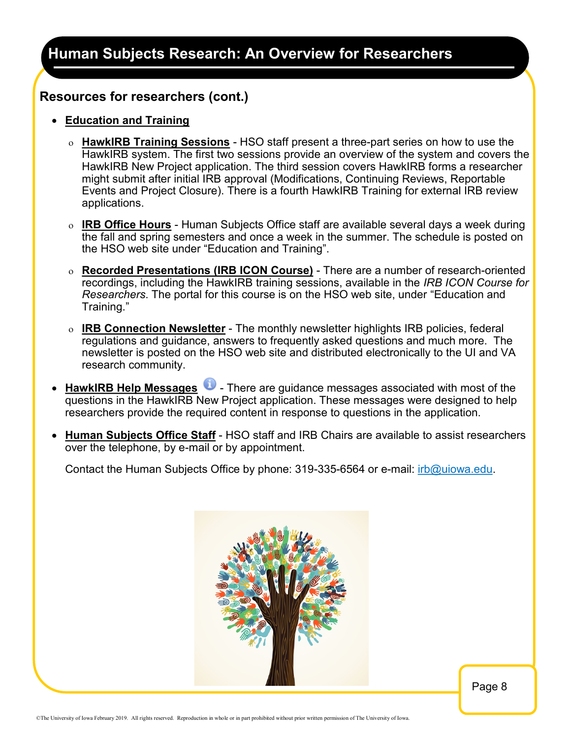# Human Subjects Research: An Overview for Researchers

## Resources for researchers (cont.)

- **Education and Training**
  - **HawkIRB Training Sessions** - HSO staff present a three-part series on how to use the HawkIRB system. The first two sessions provide an overview of the system and covers the HawkIRB New Project application. The third session covers HawkIRB forms a researcher might submit after initial IRB approval (Modifications, Continuing Reviews, Reportable Events and Project Closure). There is a fourth HawkIRB Training for external IRB review applications.
  - **IRB Office Hours** - Human Subjects Office staff are available several days a week during the fall and spring semesters and once a week in the summer. The schedule is posted on the HSO web site under "Education and Training".
  - **Recorded Presentations (IRB ICON Course)** - There are a number of research-oriented recordings, including the HawkIRB training sessions, available in the *IRB ICON Course for Researchers*. The portal for this course is on the HSO web site, under "Education and Training."
  - **IRB Connection Newsletter** - The monthly newsletter highlights IRB policies, federal regulations and guidance, answers to frequently asked questions and much more. The newsletter is posted on the HSO web site and distributed electronically to the UI and VA research community.
- **HawkIRB Help Messages** - There are guidance messages associated with most of the questions in the HawkIRB New Project application. These messages were designed to help researchers provide the required content in response to questions in the application.
- **Human Subjects Office Staff** - HSO staff and IRB Chairs are available to assist researchers over the telephone, by e-mail or by appointment.

  Contact the Human Subjects Office by phone: 319-335-6564 or e-mail: irb@uiowa.edu.

©The University of Iowa February 2019. All rights reserved. Reproduction in whole or in part prohibited without prior written permission of The University of Iowa.